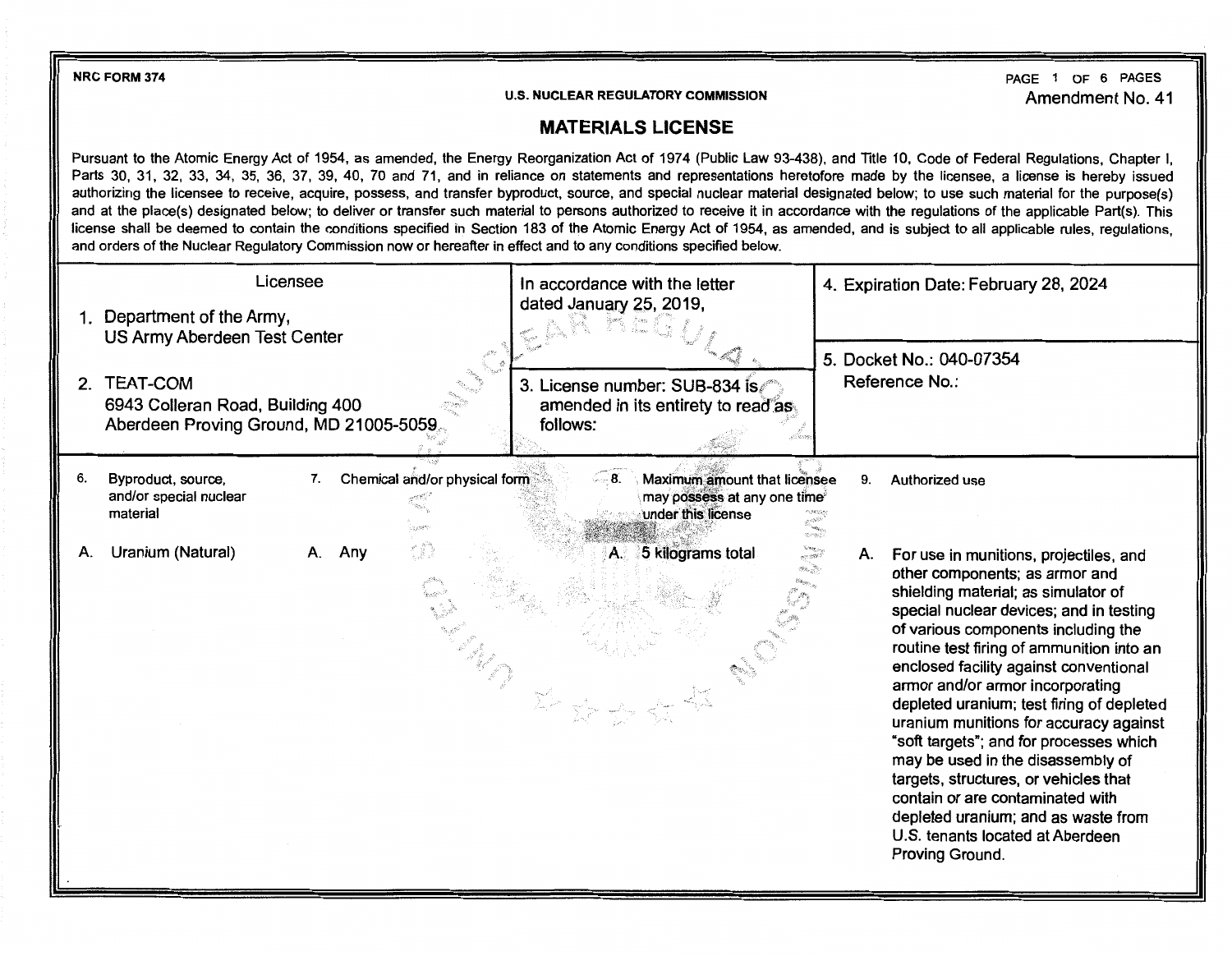NRC FORM 374

U.S. NUCLEAR REGULATORY COMMISSION

Amendment No. 41

# MATERIALS LICENSE

Pursuant to the Atomic Energy Act of 1954, as amended, the Energy Reorganization Act of 1974 (Public Law 93-438), and Title 10, Code of Federal Regulations, Chapter I, Parts 30, 31, 32, 33, 34, 35, 36, 37, 39, 40, 70 and 71, and in reliance on statements and representations heretofore made by the licensee, a license is hereby issued authorizing the licensee to receive, acquire, possess, and transfer byproduct, source, and special nuclear material designated below; to use such material for the purpose(s) and at the place(s) designated below; to deliver or transfer such material to persons authorized to receive it in accordance with the regulations of the applicable Part(s). This license shall be deemed to contain the conditions specified in Section 183 of the Atomic Energy Act of 1954, as amended, and is subject to all applicable rules, regulations, and orders of the Nuclear Regulatory Commission now or hereafter in effect and to any conditions specified below.

| Licensee | In accordance with the letter dated January 25, 2019, | 4. Expiration Date: February 28, 2024 |
|---|---|---|
| 1. Department of the Army, US Army Aberdeen Test Center | | 5. Docket No.: 040-07354 Reference No.: |
| 2. TEAT-COM 6943 Colleran Road, Building 400 Aberdeen Proving Ground, MD 21005-5059 | 3. License number: SUB-834 is amended in its entirety to read as follows: | |

| 6. Byproduct, source, and/or special nuclear material | 7. Chemical and/or physical form | 8. Maximum amount that licensee may possess at any one time under this license | 9. Authorized use |
|---|---|---|---|
| A. Uranium (Natural) | A. Any | A. 5 kilograms total | A. For use in munitions, projectiles, and other components; as armor and shielding material; as simulator of special nuclear devices; and in testing of various components including the routine test firing of ammunition into an enclosed facility against conventional armor and/or armor incorporating depleted uranium; test firing of depleted uranium munitions for accuracy against "soft targets"; and for processes which may be used in the disassembly of targets, structures, or vehicles that contain or are contaminated with depleted uranium; and as waste from U.S. tenants located at Aberdeen Proving Ground. |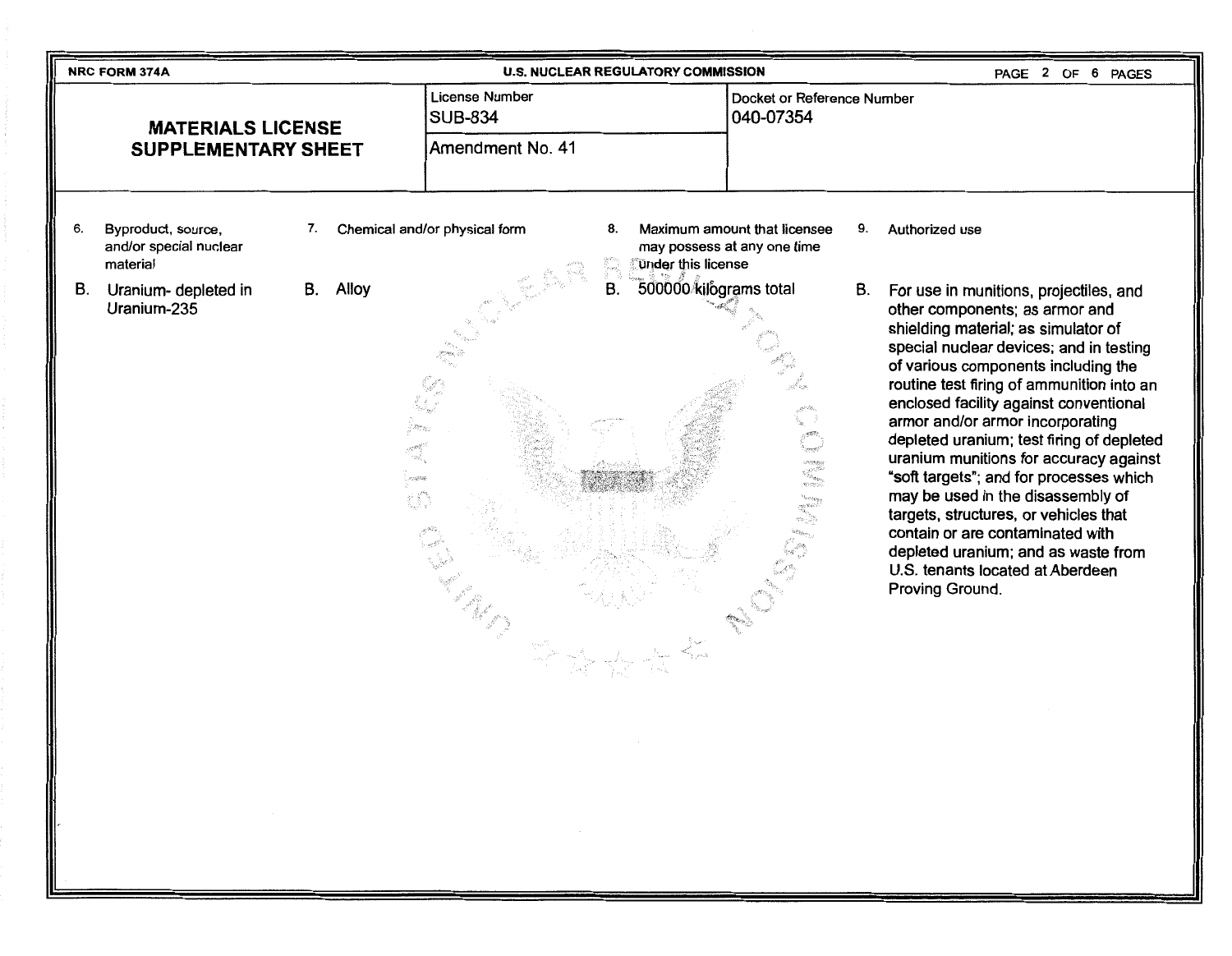NRC FORM 374A

U.S. NUCLEAR REGULATORY COMMISSION

# MATERIALS LICENSE SUPPLEMENTARY SHEET

| License Number | Docket or Reference Number |
|---|---|
| SUB-834 | 040-07354 |
| Amendment No. 41 | |

| 6. Byproduct, source, and/or special nuclear material | 7. Chemical and/or physical form | 8. Maximum amount that licensee may possess at any one time under this license | 9. Authorized use |
|---|---|---|---|
| B. Uranium- depleted in Uranium-235 | B. Alloy | B. 500000 kilograms total | B. For use in munitions, projectiles, and other components; as armor and shielding material; as simulator of special nuclear devices; and in testing of various components including the routine test firing of ammunition into an enclosed facility against conventional armor and/or armor incorporating depleted uranium; test firing of depleted uranium munitions for accuracy against "soft targets"; and for processes which may be used in the disassembly of targets, structures, or vehicles that contain or are contaminated with depleted uranium; and as waste from U.S. tenants located at Aberdeen Proving Ground. |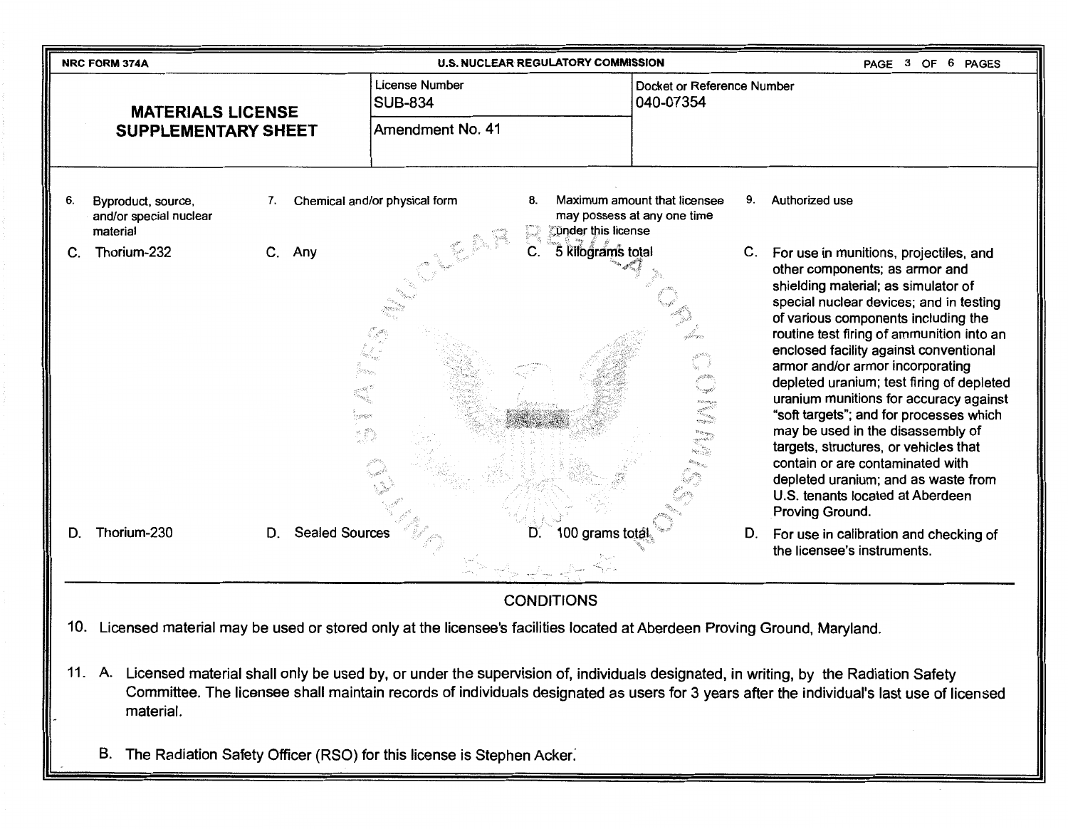NRC FORM 374A U.S. NUCLEAR REGULATORY COMMISSION

| **MATERIALS LICENSE SUPPLEMENTARY SHEET** | License Number SUB-834 | Docket or Reference Number 040-07354 |
|---|---|---|
| | Amendment No. 41 | |

| 6. Byproduct, source, and/or special nuclear material | 7. Chemical and/or physical form | 8. Maximum amount that licensee may possess at any one time under this license | 9. Authorized use |
|---|---|---|---|
| C. Thorium-232 | C. Any | C. 5 kilograms total | C. For use in munitions, projectiles, and other components; as armor and shielding material; as simulator of special nuclear devices; and in testing of various components including the routine test firing of ammunition into an enclosed facility against conventional armor and/or armor incorporating depleted uranium; test firing of depleted uranium munitions for accuracy against "soft targets"; and for processes which may be used in the disassembly of targets, structures, or vehicles that contain or are contaminated with depleted uranium; and as waste from U.S. tenants located at Aberdeen Proving Ground. |
| D. Thorium-230 | D. Sealed Sources | D. 100 grams total | D. For use in calibration and checking of the licensee's instruments. |

## CONDITIONS

10. Licensed material may be used or stored only at the licensee's facilities located at Aberdeen Proving Ground, Maryland.

11. A. Licensed material shall only be used by, or under the supervision of, individuals designated, in writing, by the Radiation Safety Committee. The licensee shall maintain records of individuals designated as users for 3 years after the individual's last use of licensed material.

    B. The Radiation Safety Officer (RSO) for this license is Stephen Acker.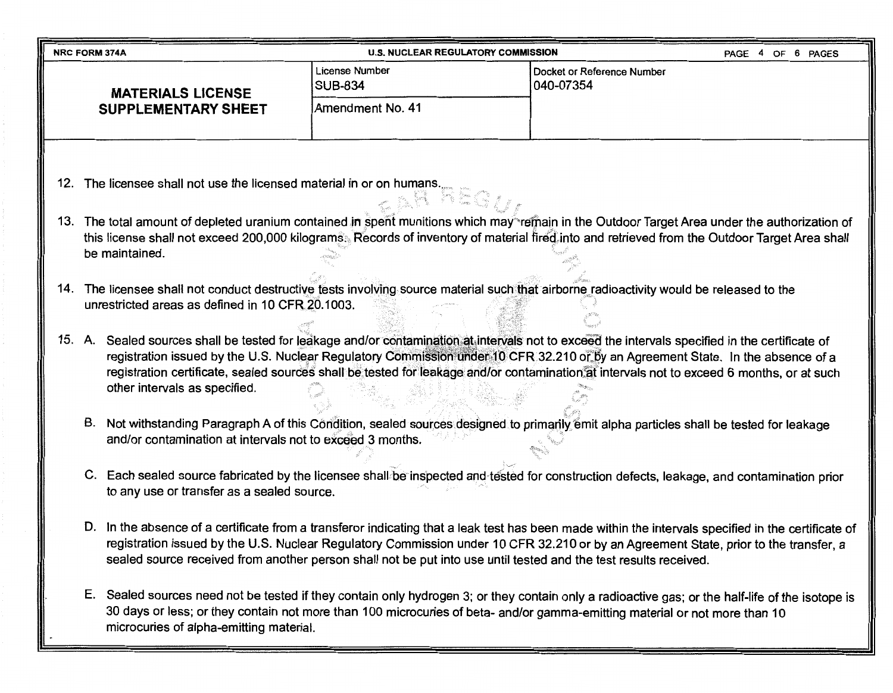| NRC FORM 374A | U.S. NUCLEAR REGULATORY COMMISSION | |
|---|---|---|
| **MATERIALS LICENSE SUPPLEMENTARY SHEET** | License Number SUB-834 | Docket or Reference Number 040-07354 |
| | Amendment No. 41 | |

12. The licensee shall not use the licensed material in or on humans.

13. The total amount of depleted uranium contained in spent munitions which may remain in the Outdoor Target Area under the authorization of this license shall not exceed 200,000 kilograms. Records of inventory of material fired into and retrieved from the Outdoor Target Area shall be maintained.

14. The licensee shall not conduct destructive tests involving source material such that airborne radioactivity would be released to the unrestricted areas as defined in 10 CFR 20.1003.

15. A. Sealed sources shall be tested for leakage and/or contamination at intervals not to exceed the intervals specified in the certificate of registration issued by the U.S. Nuclear Regulatory Commission under 10 CFR 32.210 or by an Agreement State. In the absence of a registration certificate, sealed sources shall be tested for leakage and/or contamination at intervals not to exceed 6 months, or at such other intervals as specified.

    B. Not withstanding Paragraph A of this Condition, sealed sources designed to primarily emit alpha particles shall be tested for leakage and/or contamination at intervals not to exceed 3 months.

    C. Each sealed source fabricated by the licensee shall be inspected and tested for construction defects, leakage, and contamination prior to any use or transfer as a sealed source.

    D. In the absence of a certificate from a transferor indicating that a leak test has been made within the intervals specified in the certificate of registration issued by the U.S. Nuclear Regulatory Commission under 10 CFR 32.210 or by an Agreement State, prior to the transfer, a sealed source received from another person shall not be put into use until tested and the test results received.

    E. Sealed sources need not be tested if they contain only hydrogen 3; or they contain only a radioactive gas; or the half-life of the isotope is 30 days or less; or they contain not more than 100 microcuries of beta- and/or gamma-emitting material or not more than 10 microcuries of alpha-emitting material.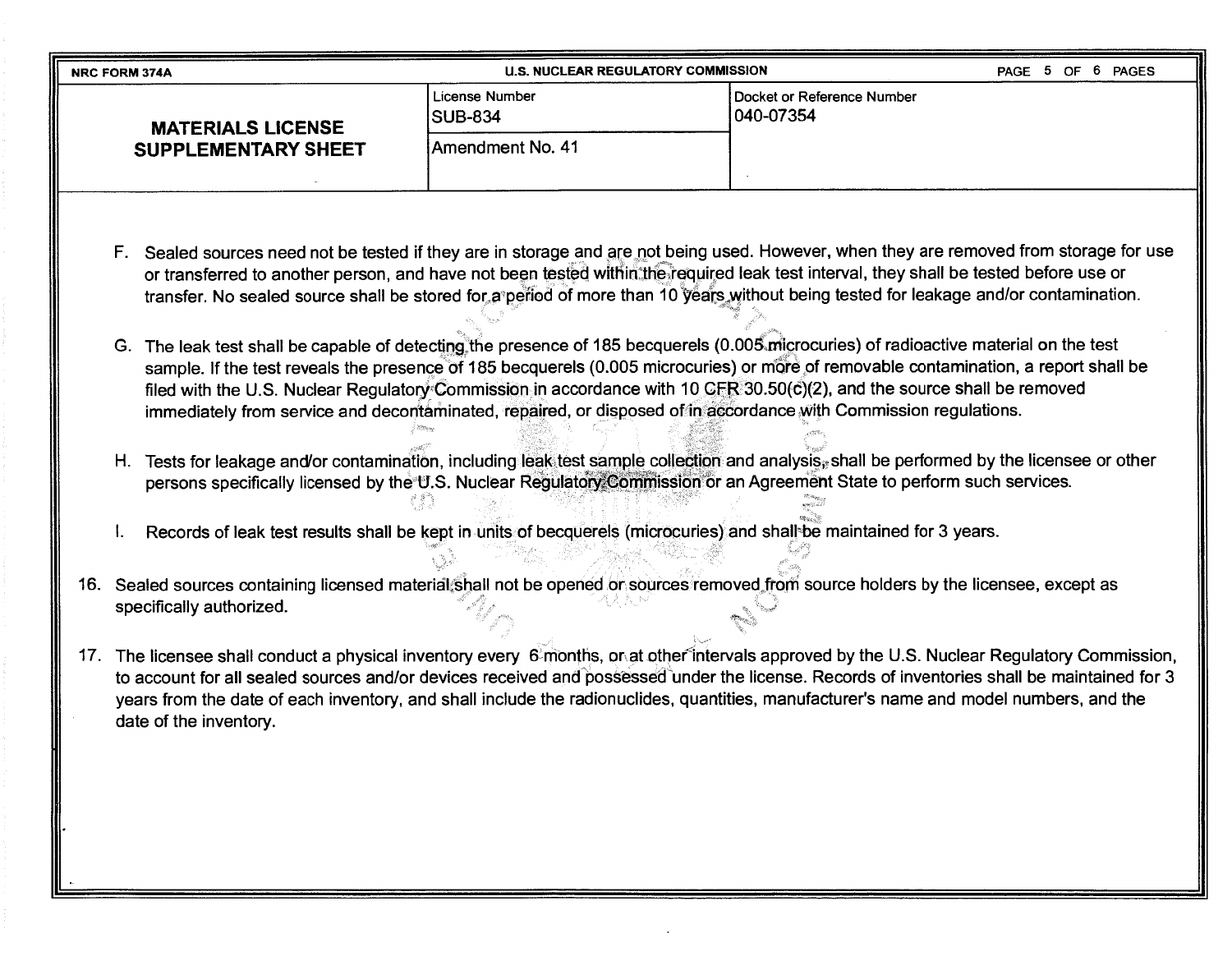| NRC FORM 374A | U.S. NUCLEAR REGULATORY COMMISSION | |
|---|---|---|
| **MATERIALS LICENSE SUPPLEMENTARY SHEET** | License Number<br>SUB-834 | Docket or Reference Number<br>040-07354 |
| | Amendment No. 41 | |

F. Sealed sources need not be tested if they are in storage and are not being used. However, when they are removed from storage for use or transferred to another person, and have not been tested within the required leak test interval, they shall be tested before use or transfer. No sealed source shall be stored for a period of more than 10 years without being tested for leakage and/or contamination.

G. The leak test shall be capable of detecting the presence of 185 becquerels (0.005 microcuries) of radioactive material on the test sample. If the test reveals the presence of 185 becquerels (0.005 microcuries) or more of removable contamination, a report shall be filed with the U.S. Nuclear Regulatory Commission in accordance with 10 CFR 30.50(c)(2), and the source shall be removed immediately from service and decontaminated, repaired, or disposed of in accordance with Commission regulations.

H. Tests for leakage and/or contamination, including leak test sample collection and analysis, shall be performed by the licensee or other persons specifically licensed by the U.S. Nuclear Regulatory Commission or an Agreement State to perform such services.

I. Records of leak test results shall be kept in units of becquerels (microcuries) and shall be maintained for 3 years.

16. Sealed sources containing licensed material shall not be opened or sources removed from source holders by the licensee, except as specifically authorized.

17. The licensee shall conduct a physical inventory every 6 months, or at other intervals approved by the U.S. Nuclear Regulatory Commission, to account for all sealed sources and/or devices received and possessed under the license. Records of inventories shall be maintained for 3 years from the date of each inventory, and shall include the radionuclides, quantities, manufacturer's name and model numbers, and the date of the inventory.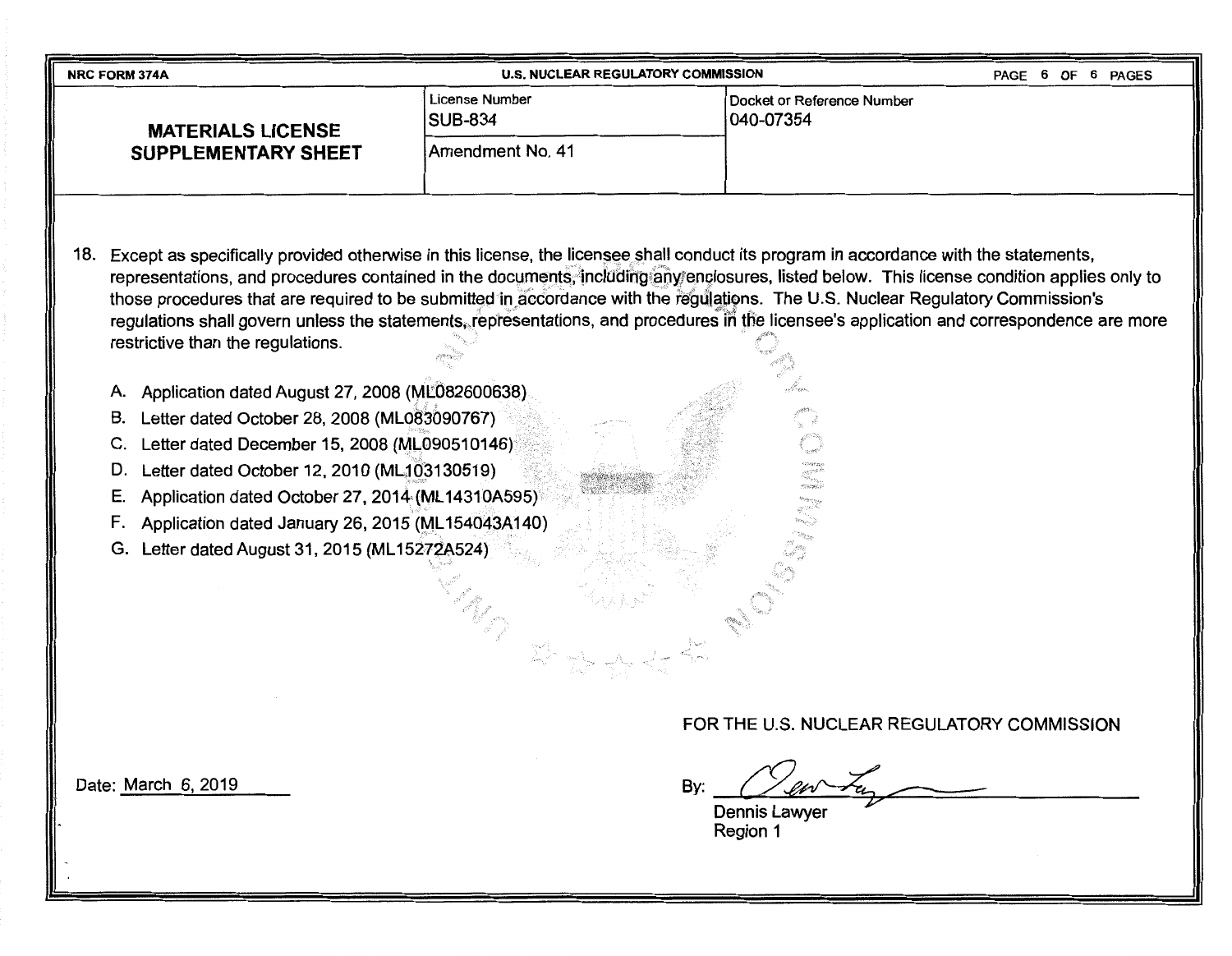NRC FORM 374A — U.S. NUCLEAR REGULATORY COMMISSION

| | | |
|---|---|---|
| **MATERIALS LICENSE SUPPLEMENTARY SHEET** | License Number SUB-834 | Docket or Reference Number 040-07354 |
| | Amendment No. 41 | |

18. Except as specifically provided otherwise in this license, the licensee shall conduct its program in accordance with the statements, representations, and procedures contained in the documents, including any enclosures, listed below. This license condition applies only to those procedures that are required to be submitted in accordance with the regulations. The U.S. Nuclear Regulatory Commission's regulations shall govern unless the statements, representations, and procedures in the licensee's application and correspondence are more restrictive than the regulations.

    A. Application dated August 27, 2008 (ML082600638)
    B. Letter dated October 28, 2008 (ML083090767)
    C. Letter dated December 15, 2008 (ML090510146)
    D. Letter dated October 12, 2010 (ML103130519)
    E. Application dated October 27, 2014 (ML14310A595)
    F. Application dated January 26, 2015 (ML154043A140)
    G. Letter dated August 31, 2015 (ML15272A524)

FOR THE U.S. NUCLEAR REGULATORY COMMISSION

Date: March 6, 2019

By: [signature]
Dennis Lawyer
Region 1